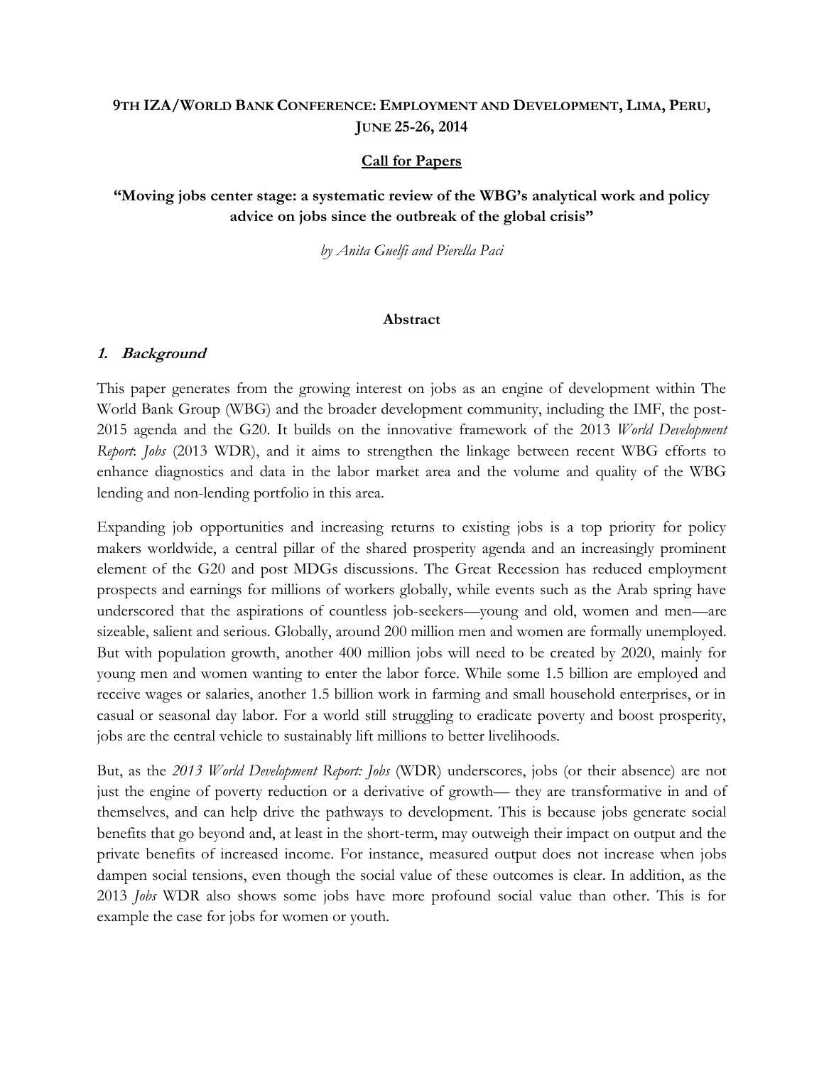**9TH IZA/WORLD BANK CONFERENCE: EMPLOYMENT AND DEVELOPMENT, LIMA, PERU, JUNE 25-26, 2014**

**Call for Papers**

**"Moving jobs center stage: a systematic review of the WBG's analytical work and policy advice on jobs since the outbreak of the global crisis"**

*by Anita Guelfi and Pierella Paci*

**Abstract**

## 1. Background

This paper generates from the growing interest on jobs as an engine of development within The World Bank Group (WBG) and the broader development community, including the IMF, the post-2015 agenda and the G20. It builds on the innovative framework of the 2013 *World Development Report*: *Jobs* (2013 WDR), and it aims to strengthen the linkage between recent WBG efforts to enhance diagnostics and data in the labor market area and the volume and quality of the WBG lending and non-lending portfolio in this area.

Expanding job opportunities and increasing returns to existing jobs is a top priority for policy makers worldwide, a central pillar of the shared prosperity agenda and an increasingly prominent element of the G20 and post MDGs discussions. The Great Recession has reduced employment prospects and earnings for millions of workers globally, while events such as the Arab spring have underscored that the aspirations of countless job-seekers—young and old, women and men—are sizeable, salient and serious. Globally, around 200 million men and women are formally unemployed. But with population growth, another 400 million jobs will need to be created by 2020, mainly for young men and women wanting to enter the labor force. While some 1.5 billion are employed and receive wages or salaries, another 1.5 billion work in farming and small household enterprises, or in casual or seasonal day labor. For a world still struggling to eradicate poverty and boost prosperity, jobs are the central vehicle to sustainably lift millions to better livelihoods.

But, as the *2013 World Development Report: Jobs* (WDR) underscores, jobs (or their absence) are not just the engine of poverty reduction or a derivative of growth— they are transformative in and of themselves, and can help drive the pathways to development. This is because jobs generate social benefits that go beyond and, at least in the short-term, may outweigh their impact on output and the private benefits of increased income. For instance, measured output does not increase when jobs dampen social tensions, even though the social value of these outcomes is clear. In addition, as the 2013 *Jobs* WDR also shows some jobs have more profound social value than other. This is for example the case for jobs for women or youth.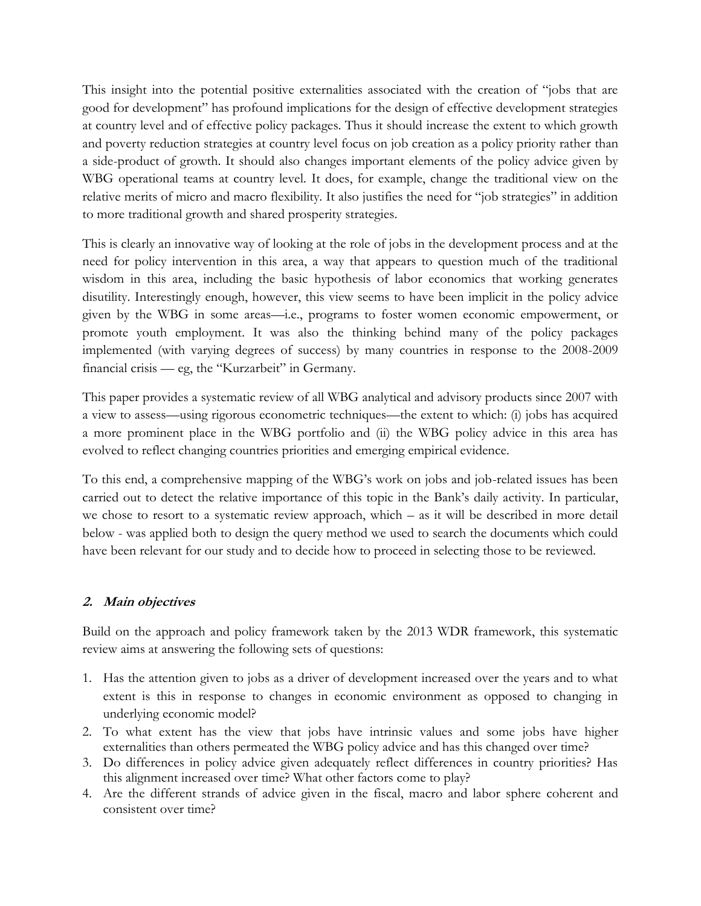This insight into the potential positive externalities associated with the creation of "jobs that are good for development" has profound implications for the design of effective development strategies at country level and of effective policy packages. Thus it should increase the extent to which growth and poverty reduction strategies at country level focus on job creation as a policy priority rather than a side-product of growth. It should also changes important elements of the policy advice given by WBG operational teams at country level. It does, for example, change the traditional view on the relative merits of micro and macro flexibility. It also justifies the need for "job strategies" in addition to more traditional growth and shared prosperity strategies.

This is clearly an innovative way of looking at the role of jobs in the development process and at the need for policy intervention in this area, a way that appears to question much of the traditional wisdom in this area, including the basic hypothesis of labor economics that working generates disutility. Interestingly enough, however, this view seems to have been implicit in the policy advice given by the WBG in some areas—i.e., programs to foster women economic empowerment, or promote youth employment. It was also the thinking behind many of the policy packages implemented (with varying degrees of success) by many countries in response to the 2008-2009 financial crisis — eg, the "Kurzarbeit" in Germany.

This paper provides a systematic review of all WBG analytical and advisory products since 2007 with a view to assess—using rigorous econometric techniques—the extent to which: (i) jobs has acquired a more prominent place in the WBG portfolio and (ii) the WBG policy advice in this area has evolved to reflect changing countries priorities and emerging empirical evidence.

To this end, a comprehensive mapping of the WBG's work on jobs and job-related issues has been carried out to detect the relative importance of this topic in the Bank's daily activity. In particular, we chose to resort to a systematic review approach, which – as it will be described in more detail below - was applied both to design the query method we used to search the documents which could have been relevant for our study and to decide how to proceed in selecting those to be reviewed.

## *2. Main objectives*

Build on the approach and policy framework taken by the 2013 WDR framework, this systematic review aims at answering the following sets of questions:

1. Has the attention given to jobs as a driver of development increased over the years and to what extent is this in response to changes in economic environment as opposed to changing in underlying economic model?
2. To what extent has the view that jobs have intrinsic values and some jobs have higher externalities than others permeated the WBG policy advice and has this changed over time?
3. Do differences in policy advice given adequately reflect differences in country priorities? Has this alignment increased over time? What other factors come to play?
4. Are the different strands of advice given in the fiscal, macro and labor sphere coherent and consistent over time?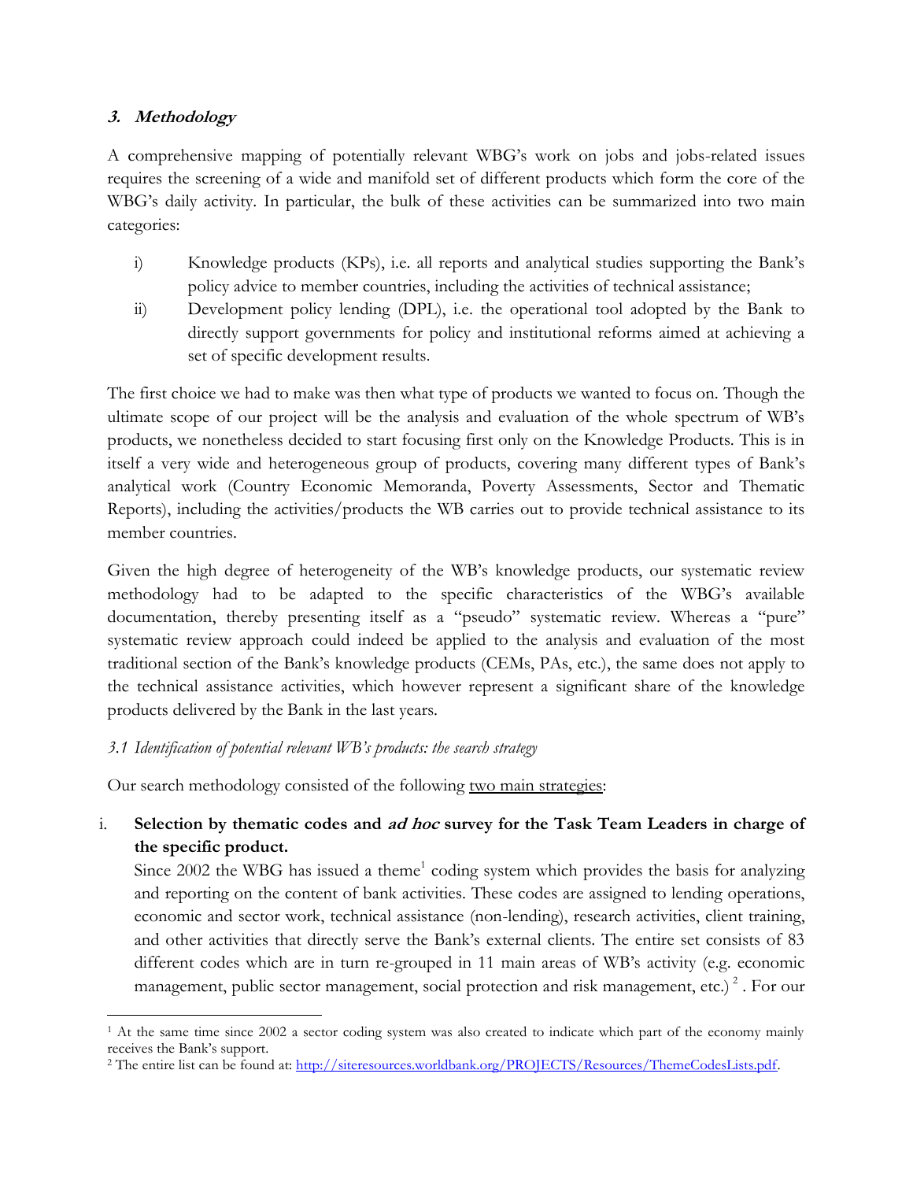### *3. Methodology*

A comprehensive mapping of potentially relevant WBG's work on jobs and jobs-related issues requires the screening of a wide and manifold set of different products which form the core of the WBG's daily activity. In particular, the bulk of these activities can be summarized into two main categories:

i) Knowledge products (KPs), i.e. all reports and analytical studies supporting the Bank's policy advice to member countries, including the activities of technical assistance;

ii) Development policy lending (DPL), i.e. the operational tool adopted by the Bank to directly support governments for policy and institutional reforms aimed at achieving a set of specific development results.

The first choice we had to make was then what type of products we wanted to focus on. Though the ultimate scope of our project will be the analysis and evaluation of the whole spectrum of WB's products, we nonetheless decided to start focusing first only on the Knowledge Products. This is in itself a very wide and heterogeneous group of products, covering many different types of Bank's analytical work (Country Economic Memoranda, Poverty Assessments, Sector and Thematic Reports), including the activities/products the WB carries out to provide technical assistance to its member countries.

Given the high degree of heterogeneity of the WB's knowledge products, our systematic review methodology had to be adapted to the specific characteristics of the WBG's available documentation, thereby presenting itself as a "pseudo" systematic review. Whereas a "pure" systematic review approach could indeed be applied to the analysis and evaluation of the most traditional section of the Bank's knowledge products (CEMs, PAs, etc.), the same does not apply to the technical assistance activities, which however represent a significant share of the knowledge products delivered by the Bank in the last years.

#### *3.1 Identification of potential relevant WB's products: the search strategy*

Our search methodology consisted of the following two main strategies:

i. **Selection by thematic codes and *ad hoc* survey for the Task Team Leaders in charge of the specific product.**

Since 2002 the WBG has issued a theme[1] coding system which provides the basis for analyzing and reporting on the content of bank activities. These codes are assigned to lending operations, economic and sector work, technical assistance (non-lending), research activities, client training, and other activities that directly serve the Bank's external clients. The entire set consists of 83 different codes which are in turn re-grouped in 11 main areas of WB's activity (e.g. economic management, public sector management, social protection and risk management, etc.)[2]. For our

---

[1] At the same time since 2002 a sector coding system was also created to indicate which part of the economy mainly receives the Bank's support.

[2] The entire list can be found at: http://siteresources.worldbank.org/PROJECTS/Resources/ThemeCodesLists.pdf.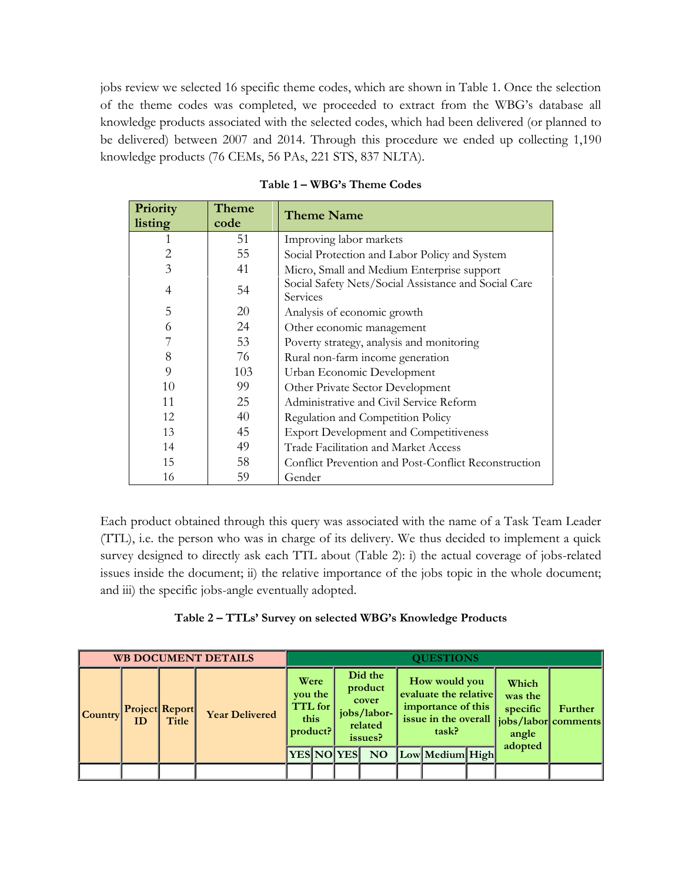jobs review we selected 16 specific theme codes, which are shown in Table 1. Once the selection of the theme codes was completed, we proceeded to extract from the WBG's database all knowledge products associated with the selected codes, which had been delivered (or planned to be delivered) between 2007 and 2014. Through this procedure we ended up collecting 1,190 knowledge products (76 CEMs, 56 PAs, 221 STS, 837 NLTA).

**Table 1 – WBG's Theme Codes**

| Priority listing | Theme code | Theme Name |
|---|---|---|
| 1 | 51 | Improving labor markets |
| 2 | 55 | Social Protection and Labor Policy and System |
| 3 | 41 | Micro, Small and Medium Enterprise support |
| 4 | 54 | Social Safety Nets/Social Assistance and Social Care Services |
| 5 | 20 | Analysis of economic growth |
| 6 | 24 | Other economic management |
| 7 | 53 | Poverty strategy, analysis and monitoring |
| 8 | 76 | Rural non-farm income generation |
| 9 | 103 | Urban Economic Development |
| 10 | 99 | Other Private Sector Development |
| 11 | 25 | Administrative and Civil Service Reform |
| 12 | 40 | Regulation and Competition Policy |
| 13 | 45 | Export Development and Competitiveness |
| 14 | 49 | Trade Facilitation and Market Access |
| 15 | 58 | Conflict Prevention and Post-Conflict Reconstruction |
| 16 | 59 | Gender |

Each product obtained through this query was associated with the name of a Task Team Leader (TTL), i.e. the person who was in charge of its delivery. We thus decided to implement a quick survey designed to directly ask each TTL about (Table 2): i) the actual coverage of jobs-related issues inside the document; ii) the relative importance of the jobs topic in the whole document; and iii) the specific jobs-angle eventually adopted.

**Table 2 – TTLs' Survey on selected WBG's Knowledge Products**

| WB DOCUMENT DETAILS | | | | QUESTIONS | | | | | | | | |
|---|---|---|---|---|---|---|---|---|---|---|---|---|
| Country | Project ID | Report Title | Year Delivered | Were you the TTL for this product? | | Did the product cover jobs/labor-related issues? | | How would you evaluate the relative importance of this issue in the overall task? | | | Which was the specific jobs/labor angle adopted | Further comments |
| | | | | YES | NO | YES | NO | Low | Medium | High | | |
| | | | | | | | | | | | | |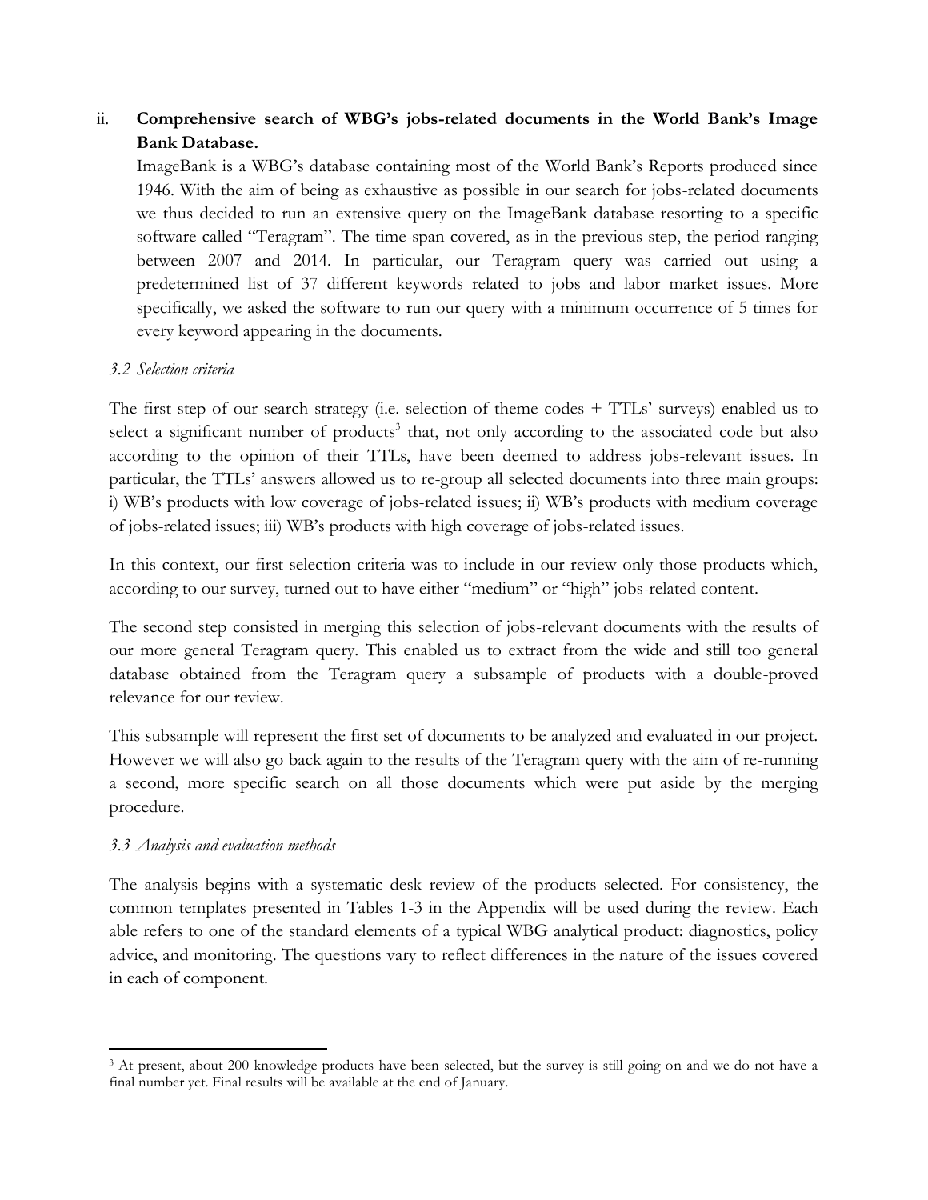ii. **Comprehensive search of WBG's jobs-related documents in the World Bank's Image Bank Database.**

ImageBank is a WBG's database containing most of the World Bank's Reports produced since 1946. With the aim of being as exhaustive as possible in our search for jobs-related documents we thus decided to run an extensive query on the ImageBank database resorting to a specific software called "Teragram". The time-span covered, as in the previous step, the period ranging between 2007 and 2014. In particular, our Teragram query was carried out using a predetermined list of 37 different keywords related to jobs and labor market issues. More specifically, we asked the software to run our query with a minimum occurrence of 5 times for every keyword appearing in the documents.

### *3.2 Selection criteria*

The first step of our search strategy (i.e. selection of theme codes + TTLs' surveys) enabled us to select a significant number of products[3] that, not only according to the associated code but also according to the opinion of their TTLs, have been deemed to address jobs-relevant issues. In particular, the TTLs' answers allowed us to re-group all selected documents into three main groups: i) WB's products with low coverage of jobs-related issues; ii) WB's products with medium coverage of jobs-related issues; iii) WB's products with high coverage of jobs-related issues.

In this context, our first selection criteria was to include in our review only those products which, according to our survey, turned out to have either "medium" or "high" jobs-related content.

The second step consisted in merging this selection of jobs-relevant documents with the results of our more general Teragram query. This enabled us to extract from the wide and still too general database obtained from the Teragram query a subsample of products with a double-proved relevance for our review.

This subsample will represent the first set of documents to be analyzed and evaluated in our project. However we will also go back again to the results of the Teragram query with the aim of re-running a second, more specific search on all those documents which were put aside by the merging procedure.

### *3.3 Analysis and evaluation methods*

The analysis begins with a systematic desk review of the products selected. For consistency, the common templates presented in Tables 1-3 in the Appendix will be used during the review. Each able refers to one of the standard elements of a typical WBG analytical product: diagnostics, policy advice, and monitoring. The questions vary to reflect differences in the nature of the issues covered in each of component.

---

[3] At present, about 200 knowledge products have been selected, but the survey is still going on and we do not have a final number yet. Final results will be available at the end of January.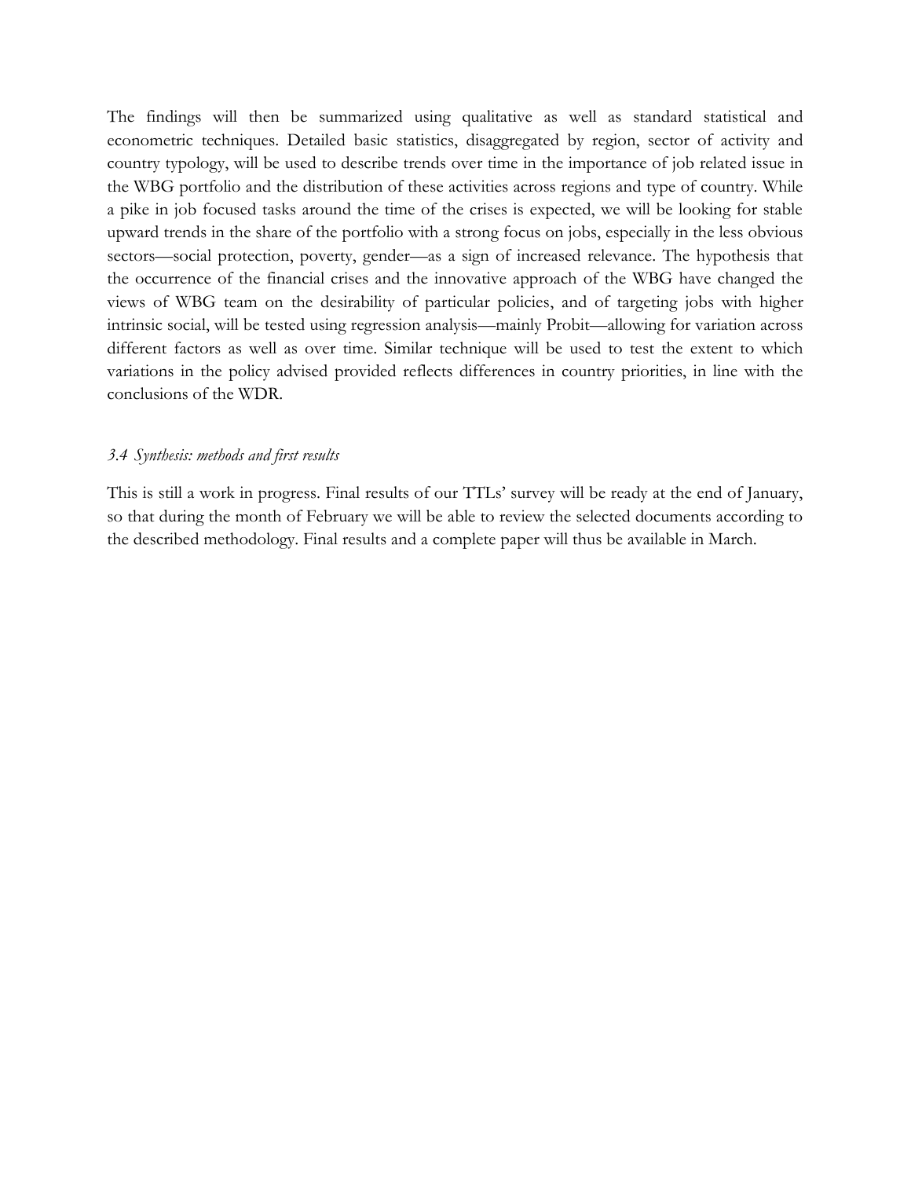The findings will then be summarized using qualitative as well as standard statistical and econometric techniques. Detailed basic statistics, disaggregated by region, sector of activity and country typology, will be used to describe trends over time in the importance of job related issue in the WBG portfolio and the distribution of these activities across regions and type of country. While a pike in job focused tasks around the time of the crises is expected, we will be looking for stable upward trends in the share of the portfolio with a strong focus on jobs, especially in the less obvious sectors—social protection, poverty, gender—as a sign of increased relevance. The hypothesis that the occurrence of the financial crises and the innovative approach of the WBG have changed the views of WBG team on the desirability of particular policies, and of targeting jobs with higher intrinsic social, will be tested using regression analysis—mainly Probit—allowing for variation across different factors as well as over time. Similar technique will be used to test the extent to which variations in the policy advised provided reflects differences in country priorities, in line with the conclusions of the WDR.

### *3.4 Synthesis: methods and first results*

This is still a work in progress. Final results of our TTLs' survey will be ready at the end of January, so that during the month of February we will be able to review the selected documents according to the described methodology. Final results and a complete paper will thus be available in March.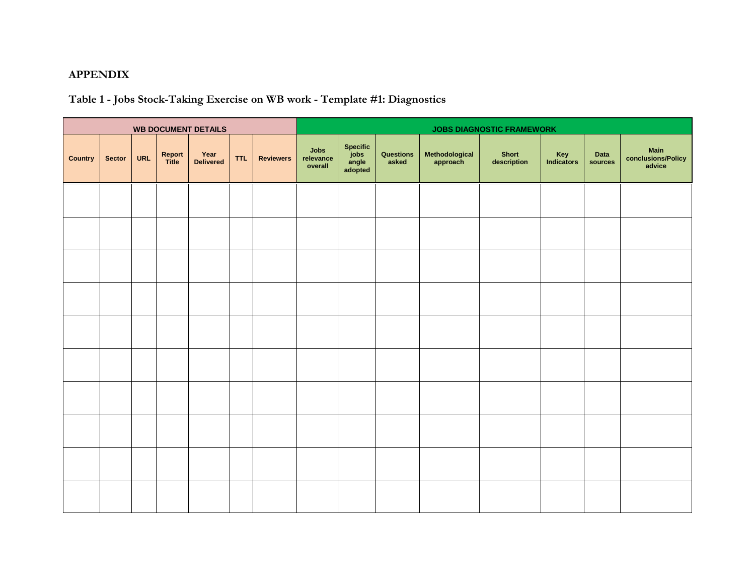# APPENDIX

## Table 1 - Jobs Stock-Taking Exercise on WB work - Template #1: Diagnostics

| WB DOCUMENT DETAILS | | | | | | | JOBS DIAGNOSTIC FRAMEWORK | | | | | | | |
|---|---|---|---|---|---|---|---|---|---|---|---|---|---|---|
| Country | Sector | URL | Report Title | Year Delivered | TTL | Reviewers | Jobs relevance overall | Specific jobs angle adopted | Questions asked | Methodological approach | Short description | Key Indicators | Data sources | Main conclusions/Policy advice |
| | | | | | | | | | | | | | | |
| | | | | | | | | | | | | | | |
| | | | | | | | | | | | | | | |
| | | | | | | | | | | | | | | |
| | | | | | | | | | | | | | | |
| | | | | | | | | | | | | | | |
| | | | | | | | | | | | | | | |
| | | | | | | | | | | | | | | |
| | | | | | | | | | | | | | | |
| | | | | | | | | | | | | | | |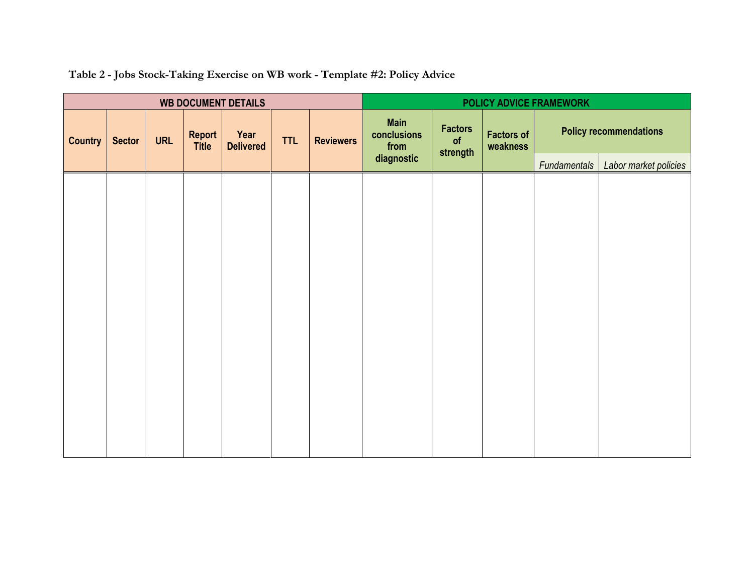**Table 2 - Jobs Stock-Taking Exercise on WB work - Template #2: Policy Advice**

| WB DOCUMENT DETAILS | | | | | | | POLICY ADVICE FRAMEWORK | | | | |
|---|---|---|---|---|---|---|---|---|---|---|---|
| Country | Sector | URL | Report Title | Year Delivered | TTL | Reviewers | Main conclusions from diagnostic | Factors of strength | Factors of weakness | Policy recommendations | |
| | | | | | | | | | | *Fundamentals* | *Labor market policies* |
| | | | | | | | | | | | |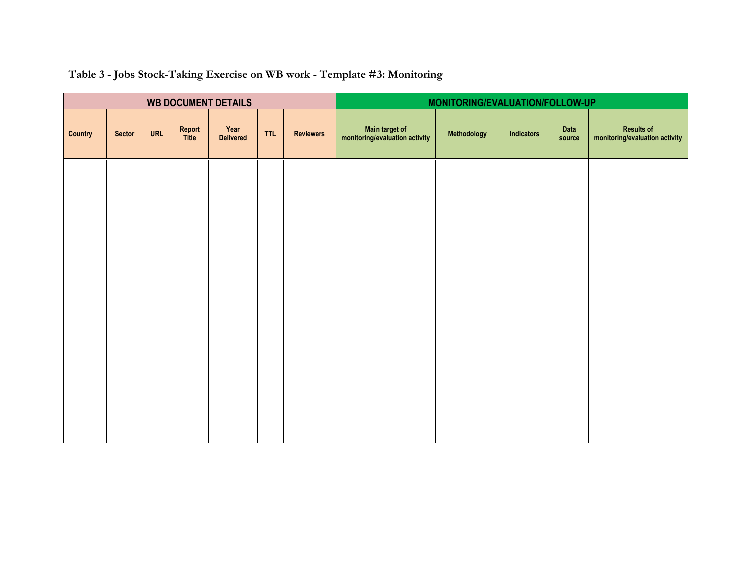**Table 3 - Jobs Stock-Taking Exercise on WB work - Template #3: Monitoring**

| WB DOCUMENT DETAILS | | | | | | | MONITORING/EVALUATION/FOLLOW-UP | | | | |
|---|---|---|---|---|---|---|---|---|---|---|---|
| Country | Sector | URL | Report Title | Year Delivered | TTL | Reviewers | Main target of monitoring/evaluation activity | Methodology | Indicators | Data source | Results of monitoring/evaluation activity |
| | | | | | | | | | | | |